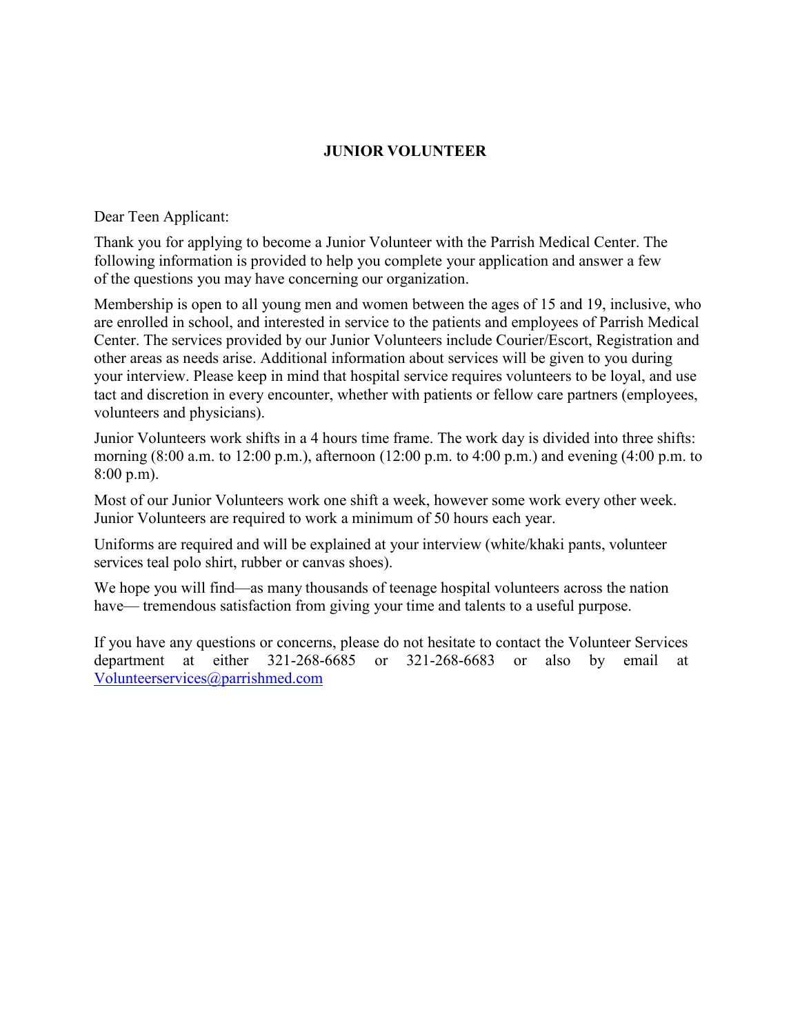# JUNIOR VOLUNTEER

Dear Teen Applicant:

Thank you for applying to become a Junior Volunteer with the Parrish Medical Center. The following information is provided to help you complete your application and answer a few of the questions you may have concerning our organization.

Membership is open to all young men and women between the ages of 15 and 19, inclusive, who are enrolled in school, and interested in service to the patients and employees of Parrish Medical Center. The services provided by our Junior Volunteers include Courier/Escort, Registration and other areas as needs arise. Additional information about services will be given to you during your interview. Please keep in mind that hospital service requires volunteers to be loyal, and use tact and discretion in every encounter, whether with patients or fellow care partners (employees, volunteers and physicians).

Junior Volunteers work shifts in a 4 hours time frame. The work day is divided into three shifts: morning (8:00 a.m. to 12:00 p.m.), afternoon (12:00 p.m. to 4:00 p.m.) and evening (4:00 p.m. to 8:00 p.m).

Most of our Junior Volunteers work one shift a week, however some work every other week. Junior Volunteers are required to work a minimum of 50 hours each year.

Uniforms are required and will be explained at your interview (white/khaki pants, volunteer services teal polo shirt, rubber or canvas shoes).

We hope you will find—as many thousands of teenage hospital volunteers across the nation have— tremendous satisfaction from giving your time and talents to a useful purpose.

If you have any questions or concerns, please do not hesitate to contact the Volunteer Services department at either 321-268-6685 or 321-268-6683 or also by email at Volunteerservices@parrishmed.com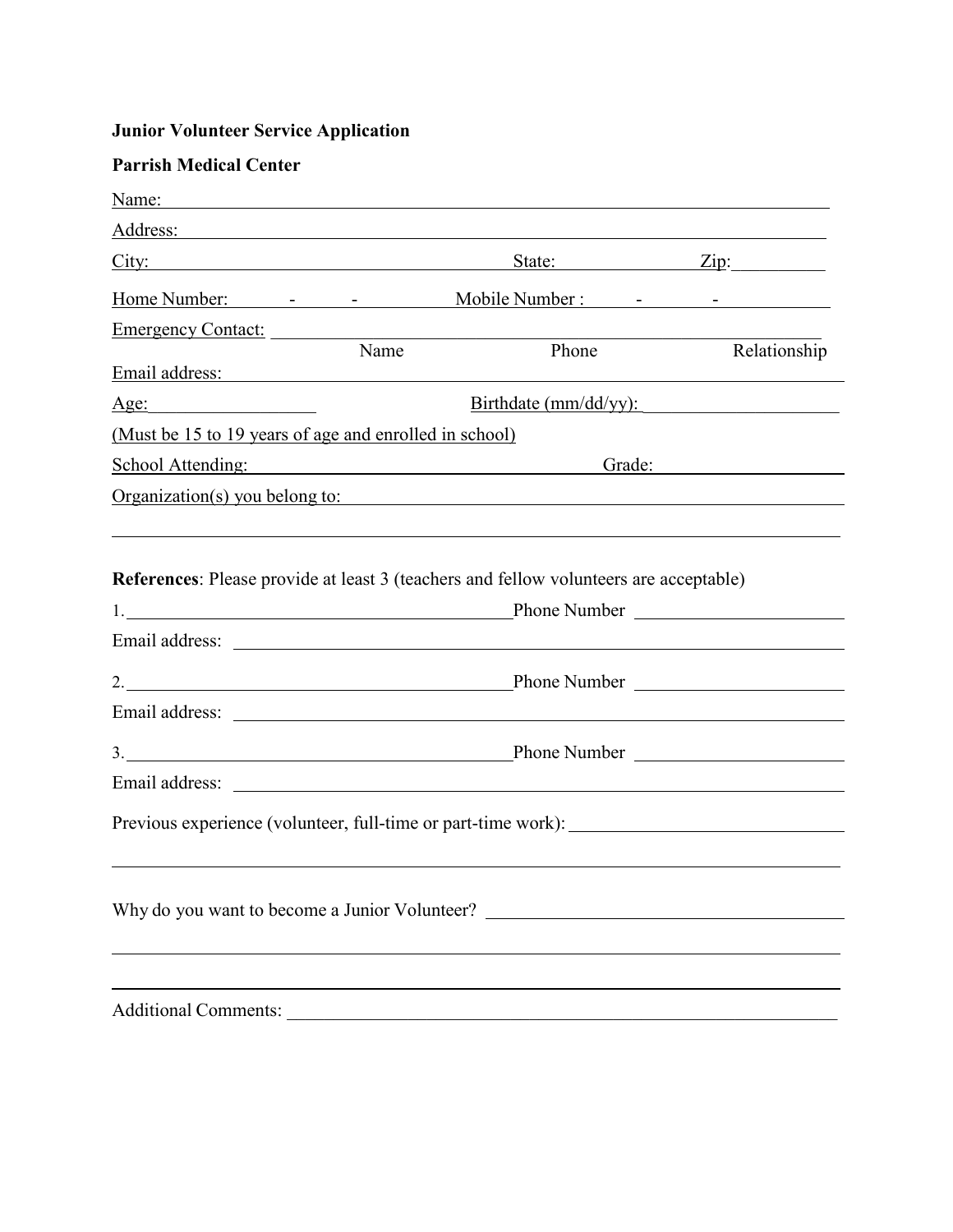**Junior Volunteer Service Application**

**Parrish Medical Center**

Name: ______________________________________________________________

Address: ____________________________________________________________

City: ______________________________ State: ____________ Zip: __________

Home Number: ____ - ____ - ________ Mobile Number : ____ - ____ - ________

Emergency Contact: ______________________________________________________

Name Phone Relationship

Email address: _________________________________________________________

Age: ______________ Birthdate (mm/dd/yy): ________________

(Must be 15 to 19 years of age and enrolled in school)

School Attending: ______________________________ Grade: ______________

Organization(s) you belong to: ___________________________________________

______________________________________________________________________

**References**: Please provide at least 3 (teachers and fellow volunteers are acceptable)

1. ________________________________ Phone Number ____________________

Email address: _________________________________________________________

2. ________________________________ Phone Number ____________________

Email address: _________________________________________________________

3. ________________________________ Phone Number ____________________

Email address: _________________________________________________________

Previous experience (volunteer, full-time or part-time work): ______________________

______________________________________________________________________

Why do you want to become a Junior Volunteer? ___________________________

______________________________________________________________________

______________________________________________________________________

Additional Comments: ___________________________________________________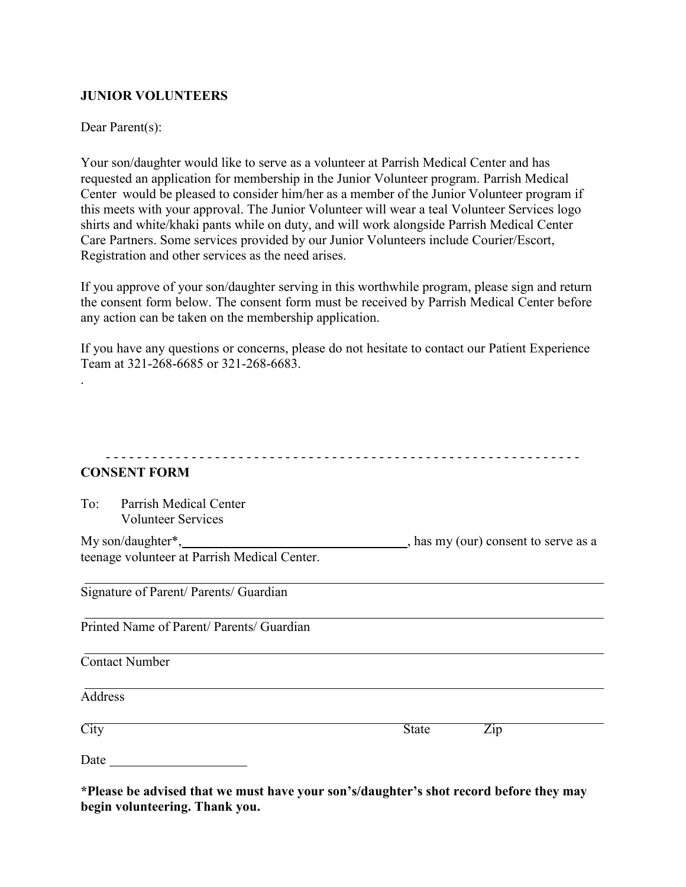**JUNIOR VOLUNTEERS**

Dear Parent(s):

Your son/daughter would like to serve as a volunteer at Parrish Medical Center and has requested an application for membership in the Junior Volunteer program. Parrish Medical Center would be pleased to consider him/her as a member of the Junior Volunteer program if this meets with your approval. The Junior Volunteer will wear a teal Volunteer Services logo shirts and white/khaki pants while on duty, and will work alongside Parrish Medical Center Care Partners. Some services provided by our Junior Volunteers include Courier/Escort, Registration and other services as the need arises.

If you approve of your son/daughter serving in this worthwhile program, please sign and return the consent form below. The consent form must be received by Parrish Medical Center before any action can be taken on the membership application.

If you have any questions or concerns, please do not hesitate to contact our Patient Experience Team at 321-268-6685 or 321-268-6683.

.

- - - - - - - - - - - - - - - - - - - - - - - - - - - - - - - - - - - - - - - - - - - - - - - - - - - - - - - - - - - - -

**CONSENT FORM**

To: Parrish Medical Center
Volunteer Services

My son/daughter*, ______________________________, has my (our) consent to serve as a teenage volunteer at Parrish Medical Center.

______________________________________________________________
Signature of Parent/ Parents/ Guardian

______________________________________________________________
Printed Name of Parent/ Parents/ Guardian

______________________________________________________________
Contact Number

______________________________________________________________
Address

______________________________________________________________
City State Zip

Date ____________________

**\*Please be advised that we must have your son's/daughter's shot record before they may begin volunteering. Thank you.**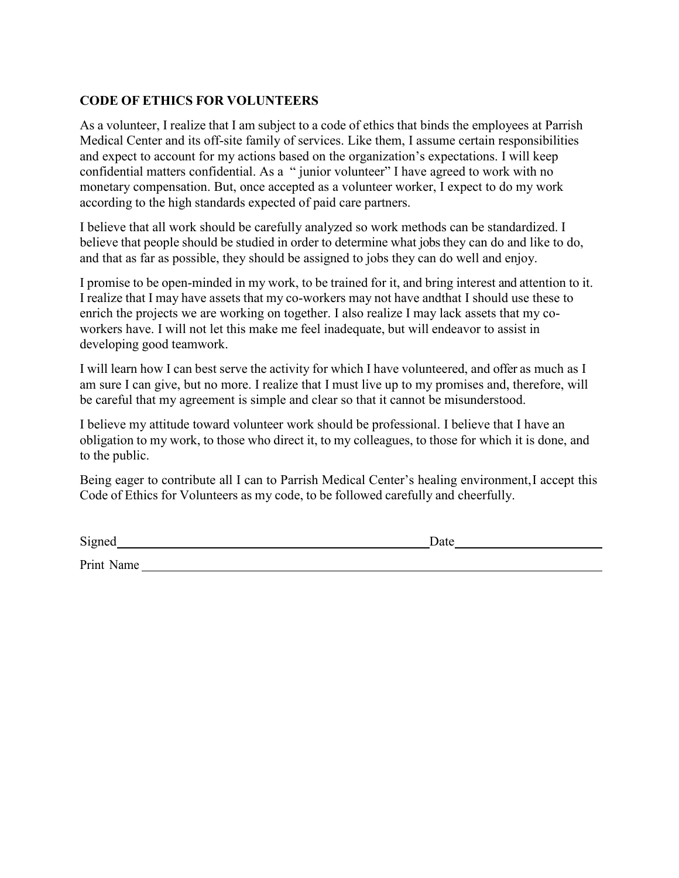**CODE OF ETHICS FOR VOLUNTEERS**

As a volunteer, I realize that I am subject to a code of ethics that binds the employees at Parrish Medical Center and its off-site family of services. Like them, I assume certain responsibilities and expect to account for my actions based on the organization's expectations. I will keep confidential matters confidential. As a " junior volunteer" I have agreed to work with no monetary compensation. But, once accepted as a volunteer worker, I expect to do my work according to the high standards expected of paid care partners.

I believe that all work should be carefully analyzed so work methods can be standardized. I believe that people should be studied in order to determine what jobs they can do and like to do, and that as far as possible, they should be assigned to jobs they can do well and enjoy.

I promise to be open-minded in my work, to be trained for it, and bring interest and attention to it. I realize that I may have assets that my co-workers may not have andthat I should use these to enrich the projects we are working on together. I also realize I may lack assets that my co-workers have. I will not let this make me feel inadequate, but will endeavor to assist in developing good teamwork.

I will learn how I can best serve the activity for which I have volunteered, and offer as much as I am sure I can give, but no more. I realize that I must live up to my promises and, therefore, will be careful that my agreement is simple and clear so that it cannot be misunderstood.

I believe my attitude toward volunteer work should be professional. I believe that I have an obligation to my work, to those who direct it, to my colleagues, to those for which it is done, and to the public.

Being eager to contribute all I can to Parrish Medical Center's healing environment,I accept this Code of Ethics for Volunteers as my code, to be followed carefully and cheerfully.

Signed\_\_\_\_\_\_\_\_\_\_\_\_\_\_\_\_\_\_\_\_\_\_\_\_\_\_\_\_\_\_\_\_\_\_\_\_\_\_\_\_ Date\_\_\_\_\_\_\_\_\_\_\_\_\_\_\_\_\_\_\_\_

Print Name \_\_\_\_\_\_\_\_\_\_\_\_\_\_\_\_\_\_\_\_\_\_\_\_\_\_\_\_\_\_\_\_\_\_\_\_\_\_\_\_\_\_\_\_\_\_\_\_\_\_\_\_\_\_\_\_\_\_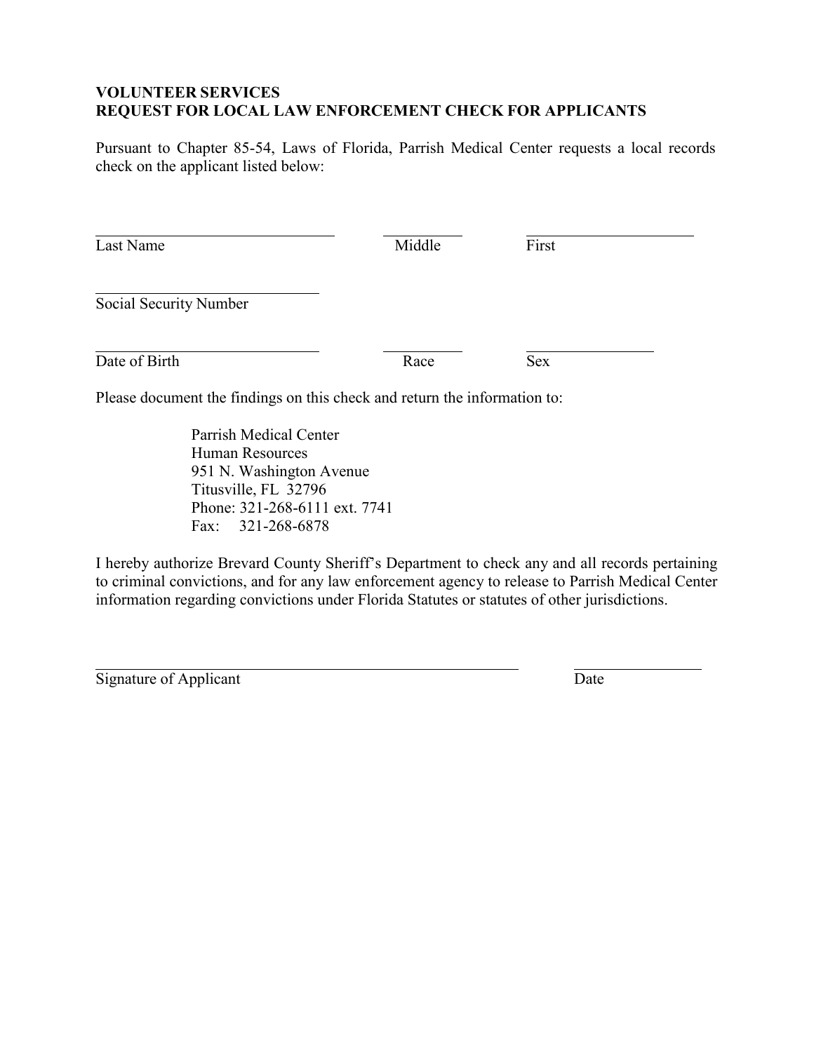**VOLUNTEER SERVICES**
**REQUEST FOR LOCAL LAW ENFORCEMENT CHECK FOR APPLICANTS**

Pursuant to Chapter 85-54, Laws of Florida, Parrish Medical Center requests a local records check on the applicant listed below:

| Last Name | Middle | First |
| --- | --- | --- |
| | | |

Social Security Number: ______________________________

| Date of Birth | Race | Sex |
| --- | --- | --- |
| | | |

Please document the findings on this check and return the information to:

Parrish Medical Center
Human Resources
951 N. Washington Avenue
Titusville, FL 32796
Phone: 321-268-6111 ext. 7741
Fax: 321-268-6878

I hereby authorize Brevard County Sheriff's Department to check any and all records pertaining to criminal convictions, and for any law enforcement agency to release to Parrish Medical Center information regarding convictions under Florida Statutes or statutes of other jurisdictions.

| Signature of Applicant | Date |
| --- | --- |
| | |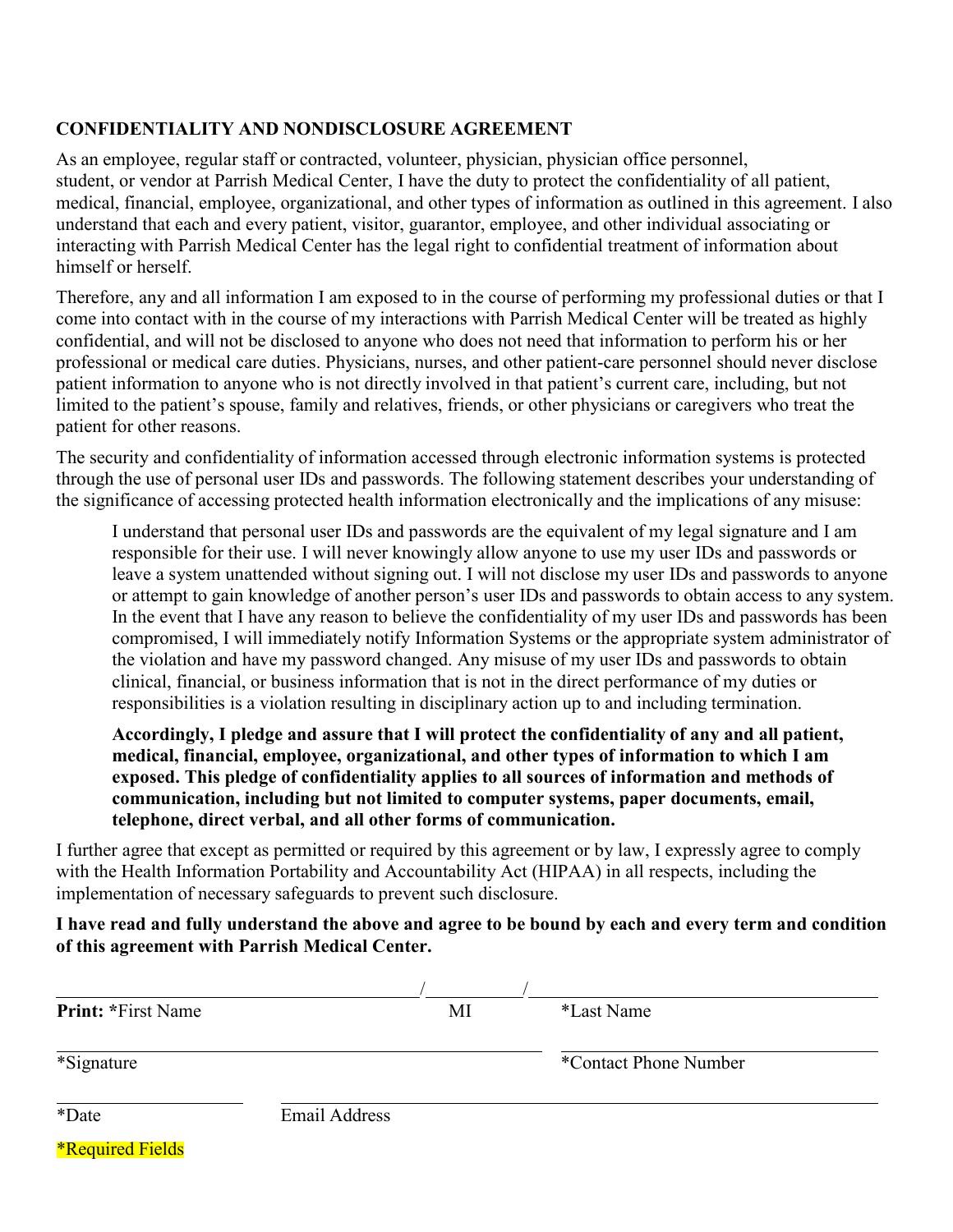## CONFIDENTIALITY AND NONDISCLOSURE AGREEMENT

As an employee, regular staff or contracted, volunteer, physician, physician office personnel, student, or vendor at Parrish Medical Center, I have the duty to protect the confidentiality of all patient, medical, financial, employee, organizational, and other types of information as outlined in this agreement. I also understand that each and every patient, visitor, guarantor, employee, and other individual associating or interacting with Parrish Medical Center has the legal right to confidential treatment of information about himself or herself.

Therefore, any and all information I am exposed to in the course of performing my professional duties or that I come into contact with in the course of my interactions with Parrish Medical Center will be treated as highly confidential, and will not be disclosed to anyone who does not need that information to perform his or her professional or medical care duties. Physicians, nurses, and other patient-care personnel should never disclose patient information to anyone who is not directly involved in that patient's current care, including, but not limited to the patient's spouse, family and relatives, friends, or other physicians or caregivers who treat the patient for other reasons.

The security and confidentiality of information accessed through electronic information systems is protected through the use of personal user IDs and passwords. The following statement describes your understanding of the significance of accessing protected health information electronically and the implications of any misuse:

> I understand that personal user IDs and passwords are the equivalent of my legal signature and I am responsible for their use. I will never knowingly allow anyone to use my user IDs and passwords or leave a system unattended without signing out. I will not disclose my user IDs and passwords to anyone or attempt to gain knowledge of another person's user IDs and passwords to obtain access to any system. In the event that I have any reason to believe the confidentiality of my user IDs and passwords has been compromised, I will immediately notify Information Systems or the appropriate system administrator of the violation and have my password changed. Any misuse of my user IDs and passwords to obtain clinical, financial, or business information that is not in the direct performance of my duties or responsibilities is a violation resulting in disciplinary action up to and including termination.
>
> **Accordingly, I pledge and assure that I will protect the confidentiality of any and all patient, medical, financial, employee, organizational, and other types of information to which I am exposed. This pledge of confidentiality applies to all sources of information and methods of communication, including but not limited to computer systems, paper documents, email, telephone, direct verbal, and all other forms of communication.**

I further agree that except as permitted or required by this agreement or by law, I expressly agree to comply with the Health Information Portability and Accountability Act (HIPAA) in all respects, including the implementation of necessary safeguards to prevent such disclosure.

**I have read and fully understand the above and agree to be bound by each and every term and condition of this agreement with Parrish Medical Center.**

\_\_\_\_\_\_\_\_\_\_\_\_\_\_\_\_\_\_\_\_\_\_\_\_\_\_\_\_\_\_ / \_\_\_\_\_\_\_\_ / \_\_\_\_\_\_\_\_\_\_\_\_\_\_\_\_\_\_\_\_\_\_\_\_\_\_\_\_\_\_

**Print:** *First Name MI *Last Name

\_\_\_\_\_\_\_\_\_\_\_\_\_\_\_\_\_\_\_\_\_\_\_\_\_\_\_\_\_\_\_\_\_\_\_\_\_\_ \_\_\_\_\_\_\_\_\_\_\_\_\_\_\_\_\_\_\_\_\_\_\_\_\_\_\_\_\_\_

*Signature *Contact Phone Number

\_\_\_\_\_\_\_\_\_\_\_\_\_\_\_\_ \_\_\_\_\_\_\_\_\_\_\_\_\_\_\_\_\_\_\_\_\_\_\_\_\_\_\_\_\_\_\_\_\_\_\_\_\_\_\_\_\_\_\_\_\_\_

*Date Email Address

*Required Fields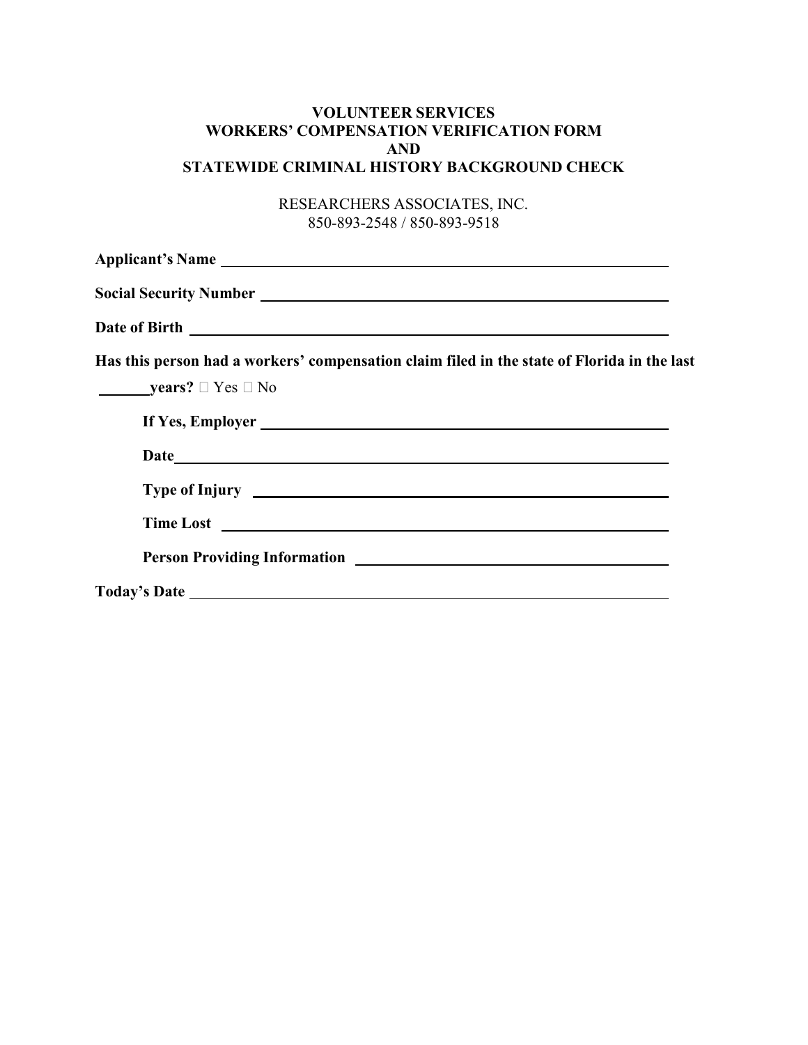**VOLUNTEER SERVICES**
**WORKERS' COMPENSATION VERIFICATION FORM**
**AND**
**STATEWIDE CRIMINAL HISTORY BACKGROUND CHECK**

RESEARCHERS ASSOCIATES, INC.
850-893-2548 / 850-893-9518

**Applicant's Name** ______________________________________________

**Social Security Number** ______________________________________________

**Date of Birth** ______________________________________________

**Has this person had a workers' compensation claim filed in the state of Florida in the last ______ years?** ☐ Yes ☐ No

> **If Yes, Employer** ______________________________________________
>
> **Date** ______________________________________________
>
> **Type of Injury** ______________________________________________
>
> **Time Lost** ______________________________________________
>
> **Person Providing Information** ______________________________________________

**Today's Date** ______________________________________________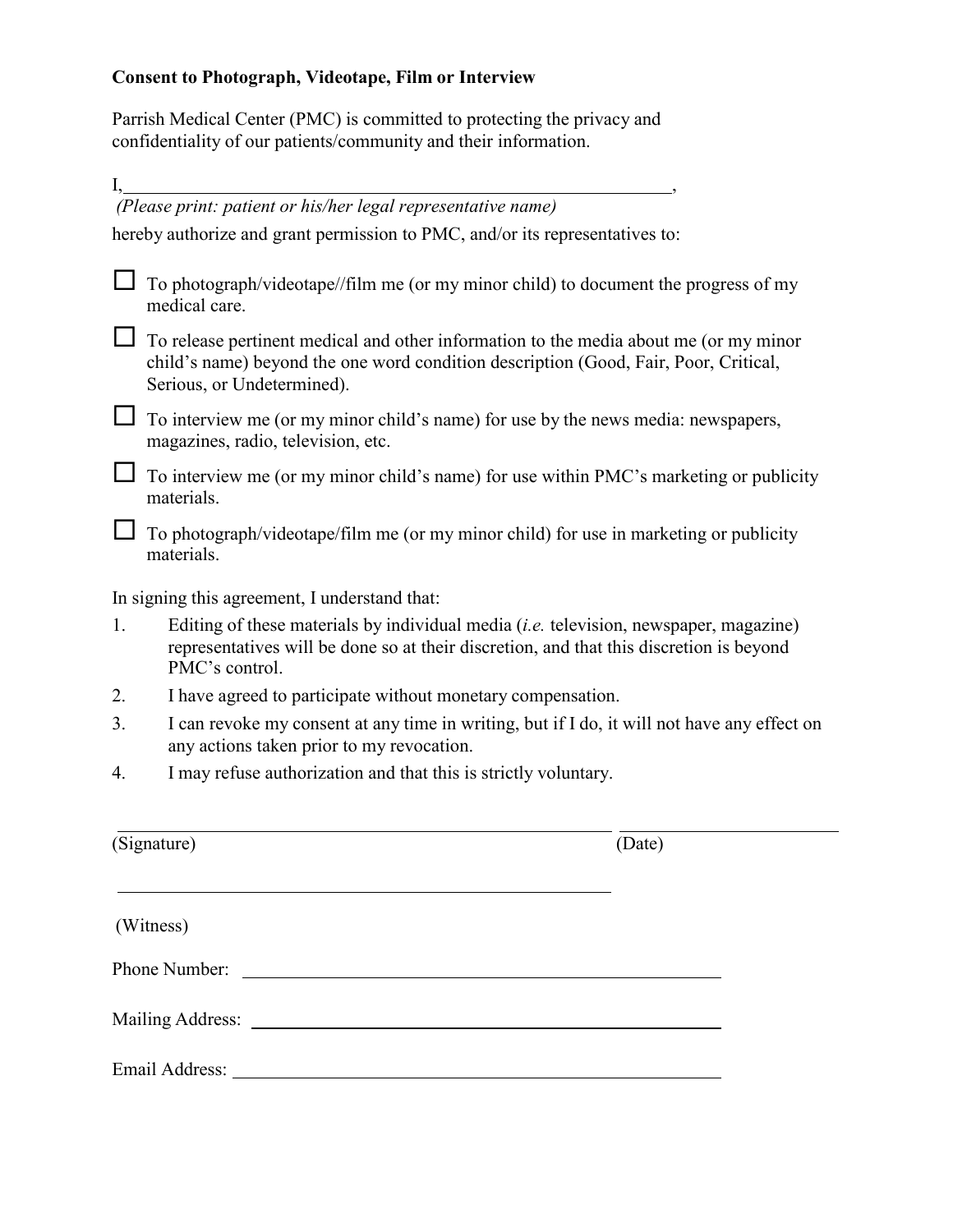**Consent to Photograph, Videotape, Film or Interview**

Parrish Medical Center (PMC) is committed to protecting the privacy and confidentiality of our patients/community and their information.

I,_____________________________________________________________,
*(Please print: patient or his/her legal representative name)*

hereby authorize and grant permission to PMC, and/or its representatives to:

- ☐ To photograph/videotape//film me (or my minor child) to document the progress of my medical care.
- ☐ To release pertinent medical and other information to the media about me (or my minor child's name) beyond the one word condition description (Good, Fair, Poor, Critical, Serious, or Undetermined).
- ☐ To interview me (or my minor child's name) for use by the news media: newspapers, magazines, radio, television, etc.
- ☐ To interview me (or my minor child's name) for use within PMC's marketing or publicity materials.
- ☐ To photograph/videotape/film me (or my minor child) for use in marketing or publicity materials.

In signing this agreement, I understand that:

1. Editing of these materials by individual media (*i.e.* television, newspaper, magazine) representatives will be done so at their discretion, and that this discretion is beyond PMC's control.
2. I have agreed to participate without monetary compensation.
3. I can revoke my consent at any time in writing, but if I do, it will not have any effect on any actions taken prior to my revocation.
4. I may refuse authorization and that this is strictly voluntary.

_____________________________________________ _____________________
(Signature) (Date)

_____________________________________________
(Witness)

Phone Number: _____________________________________________

Mailing Address: _____________________________________________

Email Address: _____________________________________________